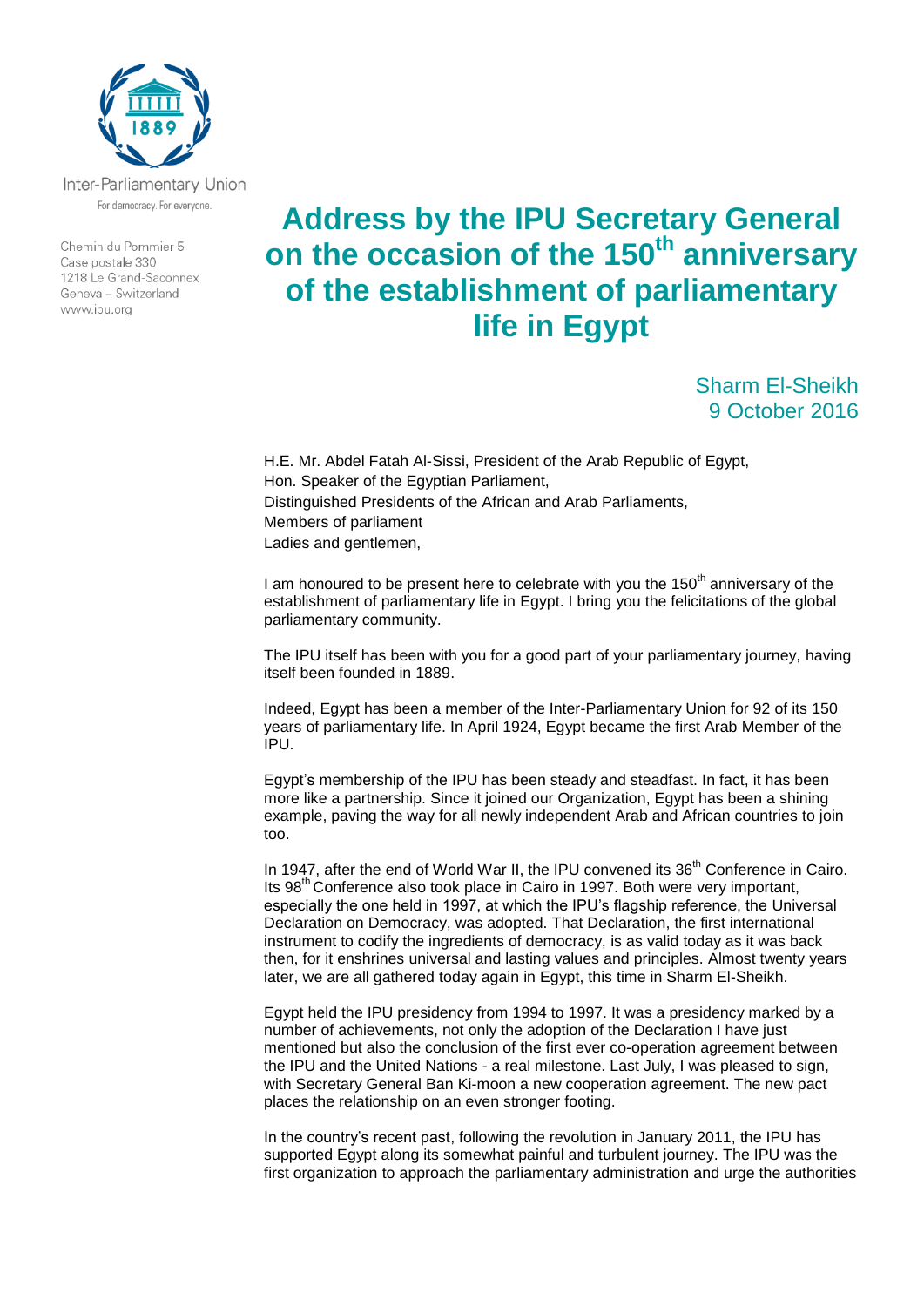Inter-Parliamentary Union

For democracy. For everyone.

Chemin du Pommier 5
Case postale 330
1218 Le Grand-Saconnex
Geneva – Switzerland
www.ipu.org

# Address by the IPU Secretary General on the occasion of the 150th anniversary of the establishment of parliamentary life in Egypt

Sharm El-Sheikh
9 October 2016

H.E. Mr. Abdel Fatah Al-Sissi, President of the Arab Republic of Egypt,
Hon. Speaker of the Egyptian Parliament,
Distinguished Presidents of the African and Arab Parliaments,
Members of parliament
Ladies and gentlemen,

I am honoured to be present here to celebrate with you the 150th anniversary of the establishment of parliamentary life in Egypt. I bring you the felicitations of the global parliamentary community.

The IPU itself has been with you for a good part of your parliamentary journey, having itself been founded in 1889.

Indeed, Egypt has been a member of the Inter-Parliamentary Union for 92 of its 150 years of parliamentary life. In April 1924, Egypt became the first Arab Member of the IPU.

Egypt's membership of the IPU has been steady and steadfast. In fact, it has been more like a partnership. Since it joined our Organization, Egypt has been a shining example, paving the way for all newly independent Arab and African countries to join too.

In 1947, after the end of World War II, the IPU convened its 36th Conference in Cairo. Its 98th Conference also took place in Cairo in 1997. Both were very important, especially the one held in 1997, at which the IPU's flagship reference, the Universal Declaration on Democracy, was adopted. That Declaration, the first international instrument to codify the ingredients of democracy, is as valid today as it was back then, for it enshrines universal and lasting values and principles. Almost twenty years later, we are all gathered today again in Egypt, this time in Sharm El-Sheikh.

Egypt held the IPU presidency from 1994 to 1997. It was a presidency marked by a number of achievements, not only the adoption of the Declaration I have just mentioned but also the conclusion of the first ever co-operation agreement between the IPU and the United Nations - a real milestone. Last July, I was pleased to sign, with Secretary General Ban Ki-moon a new cooperation agreement. The new pact places the relationship on an even stronger footing.

In the country's recent past, following the revolution in January 2011, the IPU has supported Egypt along its somewhat painful and turbulent journey. The IPU was the first organization to approach the parliamentary administration and urge the authorities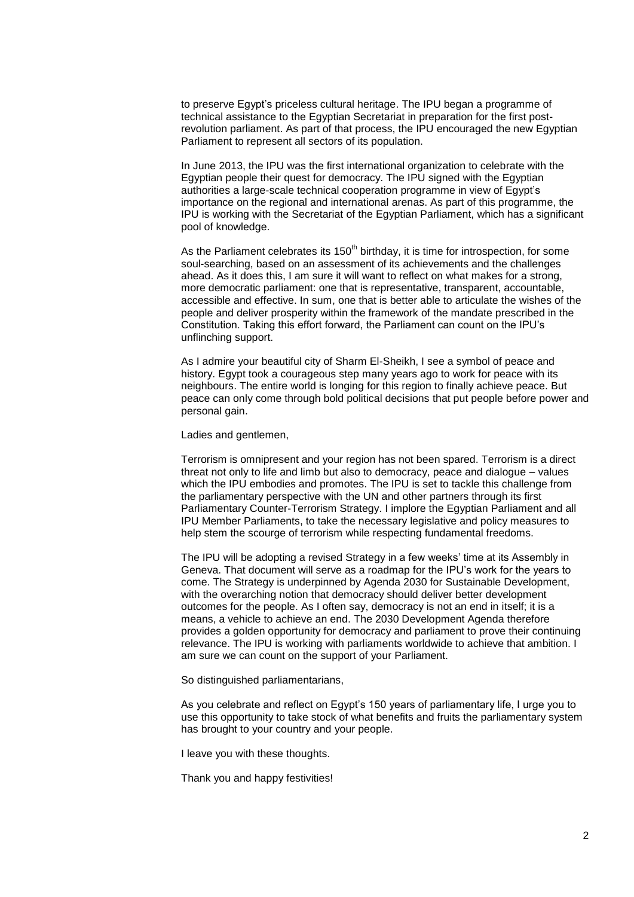to preserve Egypt's priceless cultural heritage. The IPU began a programme of technical assistance to the Egyptian Secretariat in preparation for the first post-revolution parliament. As part of that process, the IPU encouraged the new Egyptian Parliament to represent all sectors of its population.

In June 2013, the IPU was the first international organization to celebrate with the Egyptian people their quest for democracy. The IPU signed with the Egyptian authorities a large-scale technical cooperation programme in view of Egypt's importance on the regional and international arenas. As part of this programme, the IPU is working with the Secretariat of the Egyptian Parliament, which has a significant pool of knowledge.

As the Parliament celebrates its 150th birthday, it is time for introspection, for some soul-searching, based on an assessment of its achievements and the challenges ahead. As it does this, I am sure it will want to reflect on what makes for a strong, more democratic parliament: one that is representative, transparent, accountable, accessible and effective. In sum, one that is better able to articulate the wishes of the people and deliver prosperity within the framework of the mandate prescribed in the Constitution. Taking this effort forward, the Parliament can count on the IPU's unflinching support.

As I admire your beautiful city of Sharm El-Sheikh, I see a symbol of peace and history. Egypt took a courageous step many years ago to work for peace with its neighbours. The entire world is longing for this region to finally achieve peace. But peace can only come through bold political decisions that put people before power and personal gain.

Ladies and gentlemen,

Terrorism is omnipresent and your region has not been spared. Terrorism is a direct threat not only to life and limb but also to democracy, peace and dialogue – values which the IPU embodies and promotes. The IPU is set to tackle this challenge from the parliamentary perspective with the UN and other partners through its first Parliamentary Counter-Terrorism Strategy. I implore the Egyptian Parliament and all IPU Member Parliaments, to take the necessary legislative and policy measures to help stem the scourge of terrorism while respecting fundamental freedoms.

The IPU will be adopting a revised Strategy in a few weeks' time at its Assembly in Geneva. That document will serve as a roadmap for the IPU's work for the years to come. The Strategy is underpinned by Agenda 2030 for Sustainable Development, with the overarching notion that democracy should deliver better development outcomes for the people. As I often say, democracy is not an end in itself; it is a means, a vehicle to achieve an end. The 2030 Development Agenda therefore provides a golden opportunity for democracy and parliament to prove their continuing relevance. The IPU is working with parliaments worldwide to achieve that ambition. I am sure we can count on the support of your Parliament.

So distinguished parliamentarians,

As you celebrate and reflect on Egypt's 150 years of parliamentary life, I urge you to use this opportunity to take stock of what benefits and fruits the parliamentary system has brought to your country and your people.

I leave you with these thoughts.

Thank you and happy festivities!